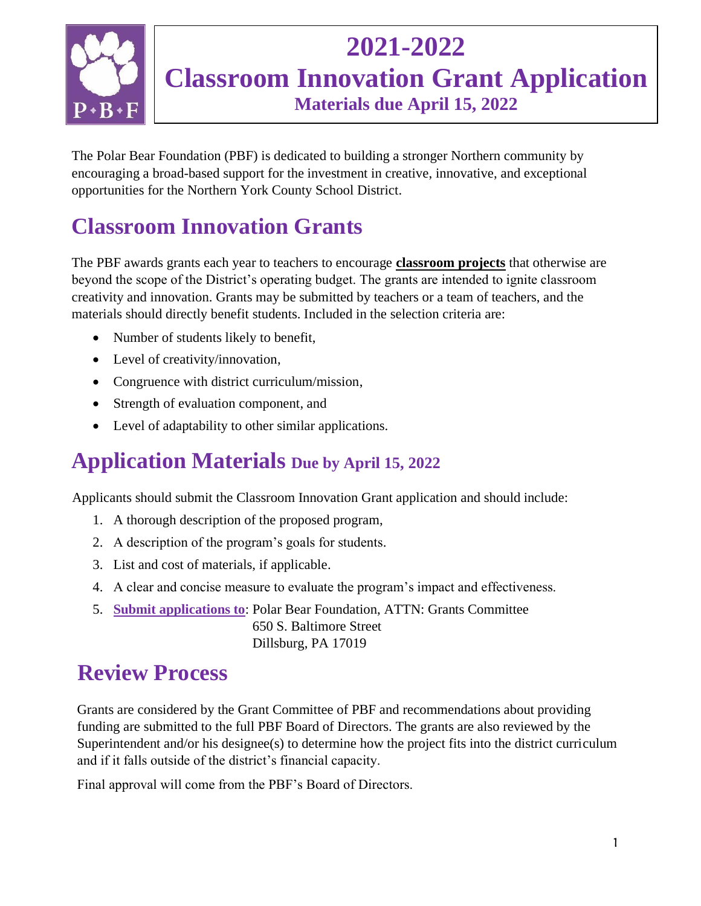# 2021-2022
# Classroom Innovation Grant Application
**Materials due April 15, 2022**

The Polar Bear Foundation (PBF) is dedicated to building a stronger Northern community by encouraging a broad-based support for the investment in creative, innovative, and exceptional opportunities for the Northern York County School District.

## Classroom Innovation Grants

The PBF awards grants each year to teachers to encourage **classroom projects** that otherwise are beyond the scope of the District's operating budget. The grants are intended to ignite classroom creativity and innovation. Grants may be submitted by teachers or a team of teachers, and the materials should directly benefit students. Included in the selection criteria are:

- Number of students likely to benefit,
- Level of creativity/innovation,
- Congruence with district curriculum/mission,
- Strength of evaluation component, and
- Level of adaptability to other similar applications.

## Application Materials Due by April 15, 2022

Applicants should submit the Classroom Innovation Grant application and should include:

1. A thorough description of the proposed program,
2. A description of the program's goals for students.
3. List and cost of materials, if applicable.
4. A clear and concise measure to evaluate the program's impact and effectiveness.
5. **Submit applications to**: Polar Bear Foundation, ATTN: Grants Committee
   650 S. Baltimore Street
   Dillsburg, PA 17019

## Review Process

Grants are considered by the Grant Committee of PBF and recommendations about providing funding are submitted to the full PBF Board of Directors. The grants are also reviewed by the Superintendent and/or his designee(s) to determine how the project fits into the district curriculum and if it falls outside of the district's financial capacity.

Final approval will come from the PBF's Board of Directors.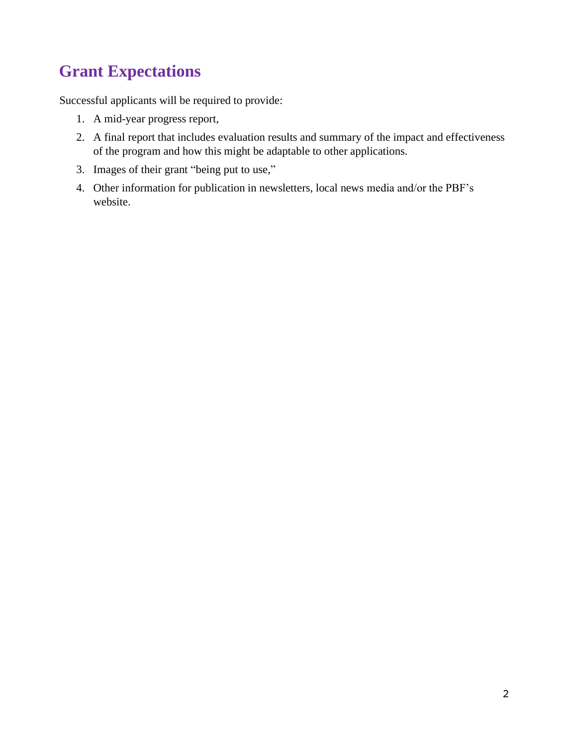## Grant Expectations

Successful applicants will be required to provide:

1. A mid-year progress report,
2. A final report that includes evaluation results and summary of the impact and effectiveness of the program and how this might be adaptable to other applications.
3. Images of their grant "being put to use,"
4. Other information for publication in newsletters, local news media and/or the PBF's website.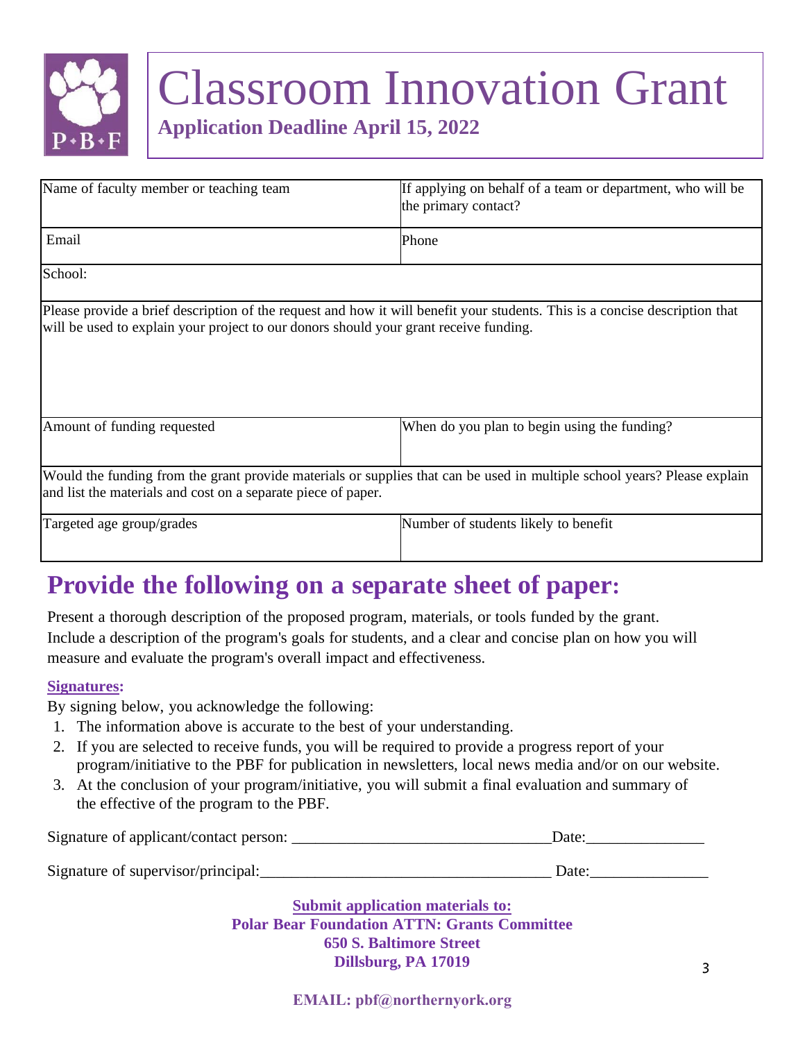# Classroom Innovation Grant

**Application Deadline April 15, 2022**

| | |
|---|---|
| Name of faculty member or teaching team | If applying on behalf of a team or department, who will be the primary contact? |
| Email | Phone |
| School: | |
| Please provide a brief description of the request and how it will benefit your students. This is a concise description that will be used to explain your project to our donors should your grant receive funding. | |
| Amount of funding requested | When do you plan to begin using the funding? |
| Would the funding from the grant provide materials or supplies that can be used in multiple school years? Please explain and list the materials and cost on a separate piece of paper. | |
| Targeted age group/grades | Number of students likely to benefit |

## Provide the following on a separate sheet of paper:

Present a thorough description of the proposed program, materials, or tools funded by the grant. Include a description of the program's goals for students, and a clear and concise plan on how you will measure and evaluate the program's overall impact and effectiveness.

**Signatures:**

By signing below, you acknowledge the following:

1. The information above is accurate to the best of your understanding.
2. If you are selected to receive funds, you will be required to provide a progress report of your program/initiative to the PBF for publication in newsletters, local news media and/or on our website.
3. At the conclusion of your program/initiative, you will submit a final evaluation and summary of the effective of the program to the PBF.

Signature of applicant/contact person: ________________________________ Date:_______________

Signature of supervisor/principal:____________________________________ Date:_______________

**Submit application materials to:**
**Polar Bear Foundation ATTN: Grants Committee**
**650 S. Baltimore Street**
**Dillsburg, PA 17019**

**EMAIL: pbf@northernyork.org**